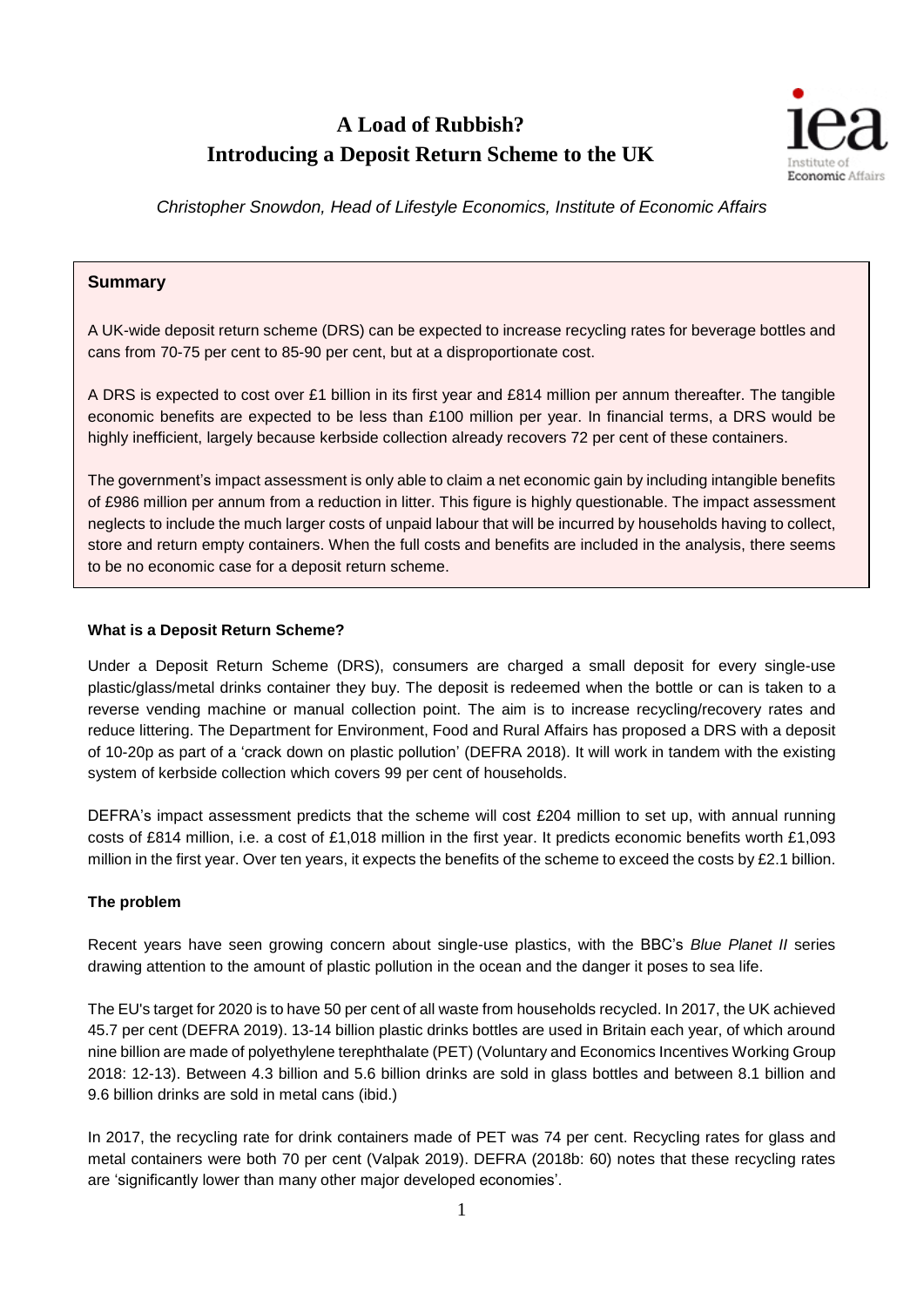# A Load of Rubbish?
# Introducing a Deposit Return Scheme to the UK

*Christopher Snowdon, Head of Lifestyle Economics, Institute of Economic Affairs*

## Summary

A UK-wide deposit return scheme (DRS) can be expected to increase recycling rates for beverage bottles and cans from 70-75 per cent to 85-90 per cent, but at a disproportionate cost.

A DRS is expected to cost over £1 billion in its first year and £814 million per annum thereafter. The tangible economic benefits are expected to be less than £100 million per year. In financial terms, a DRS would be highly inefficient, largely because kerbside collection already recovers 72 per cent of these containers.

The government's impact assessment is only able to claim a net economic gain by including intangible benefits of £986 million per annum from a reduction in litter. This figure is highly questionable. The impact assessment neglects to include the much larger costs of unpaid labour that will be incurred by households having to collect, store and return empty containers. When the full costs and benefits are included in the analysis, there seems to be no economic case for a deposit return scheme.

### What is a Deposit Return Scheme?

Under a Deposit Return Scheme (DRS), consumers are charged a small deposit for every single-use plastic/glass/metal drinks container they buy. The deposit is redeemed when the bottle or can is taken to a reverse vending machine or manual collection point. The aim is to increase recycling/recovery rates and reduce littering. The Department for Environment, Food and Rural Affairs has proposed a DRS with a deposit of 10-20p as part of a 'crack down on plastic pollution' (DEFRA 2018). It will work in tandem with the existing system of kerbside collection which covers 99 per cent of households.

DEFRA's impact assessment predicts that the scheme will cost £204 million to set up, with annual running costs of £814 million, i.e. a cost of £1,018 million in the first year. It predicts economic benefits worth £1,093 million in the first year. Over ten years, it expects the benefits of the scheme to exceed the costs by £2.1 billion.

### The problem

Recent years have seen growing concern about single-use plastics, with the BBC's *Blue Planet II* series drawing attention to the amount of plastic pollution in the ocean and the danger it poses to sea life.

The EU's target for 2020 is to have 50 per cent of all waste from households recycled. In 2017, the UK achieved 45.7 per cent (DEFRA 2019). 13-14 billion plastic drinks bottles are used in Britain each year, of which around nine billion are made of polyethylene terephthalate (PET) (Voluntary and Economics Incentives Working Group 2018: 12-13). Between 4.3 billion and 5.6 billion drinks are sold in glass bottles and between 8.1 billion and 9.6 billion drinks are sold in metal cans (ibid.)

In 2017, the recycling rate for drink containers made of PET was 74 per cent. Recycling rates for glass and metal containers were both 70 per cent (Valpak 2019). DEFRA (2018b: 60) notes that these recycling rates are 'significantly lower than many other major developed economies'.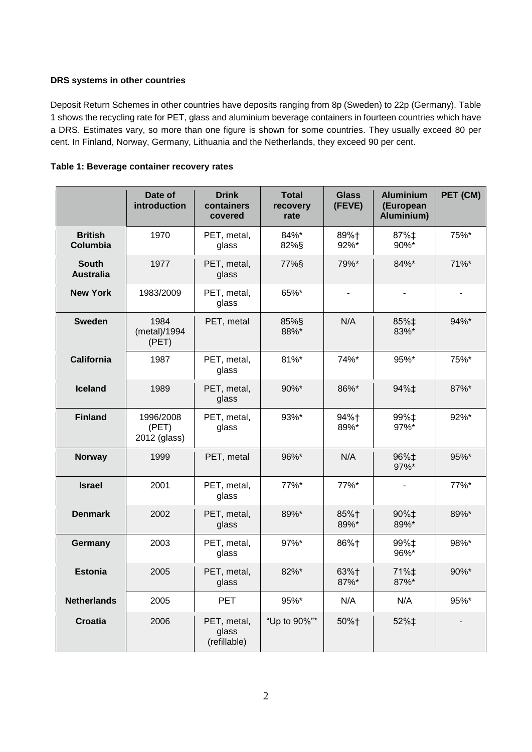**DRS systems in other countries**

Deposit Return Schemes in other countries have deposits ranging from 8p (Sweden) to 22p (Germany). Table 1 shows the recycling rate for PET, glass and aluminium beverage containers in fourteen countries which have a DRS. Estimates vary, so more than one figure is shown for some countries. They usually exceed 80 per cent. In Finland, Norway, Germany, Lithuania and the Netherlands, they exceed 90 per cent.

**Table 1: Beverage container recovery rates**

| | Date of introduction | Drink containers covered | Total recovery rate | Glass (FEVE) | Aluminium (European Aluminium) | PET (CM) |
|---|---|---|---|---|---|---|
| **British Columbia** | 1970 | PET, metal, glass | 84%* 82%§ | 89%† 92%* | 87%‡ 90%* | 75%* |
| **South Australia** | 1977 | PET, metal, glass | 77%§ | 79%* | 84%* | 71%* |
| **New York** | 1983/2009 | PET, metal, glass | 65%* | - | - | - |
| **Sweden** | 1984 (metal)/1994 (PET) | PET, metal | 85%§ 88%* | N/A | 85%‡ 83%* | 94%* |
| **California** | 1987 | PET, metal, glass | 81%* | 74%* | 95%* | 75%* |
| **Iceland** | 1989 | PET, metal, glass | 90%* | 86%* | 94%‡ | 87%* |
| **Finland** | 1996/2008 (PET) 2012 (glass) | PET, metal, glass | 93%* | 94%† 89%* | 99%‡ 97%* | 92%* |
| **Norway** | 1999 | PET, metal | 96%* | N/A | 96%‡ 97%* | 95%* |
| **Israel** | 2001 | PET, metal, glass | 77%* | 77%* | - | 77%* |
| **Denmark** | 2002 | PET, metal, glass | 89%* | 85%† 89%* | 90%‡ 89%* | 89%* |
| **Germany** | 2003 | PET, metal, glass | 97%* | 86%† | 99%‡ 96%* | 98%* |
| **Estonia** | 2005 | PET, metal, glass | 82%* | 63%† 87%* | 71%‡ 87%* | 90%* |
| **Netherlands** | 2005 | PET | 95%* | N/A | N/A | 95%* |
| **Croatia** | 2006 | PET, metal, glass (refillable) | "Up to 90%"* | 50%† | 52%‡ | - |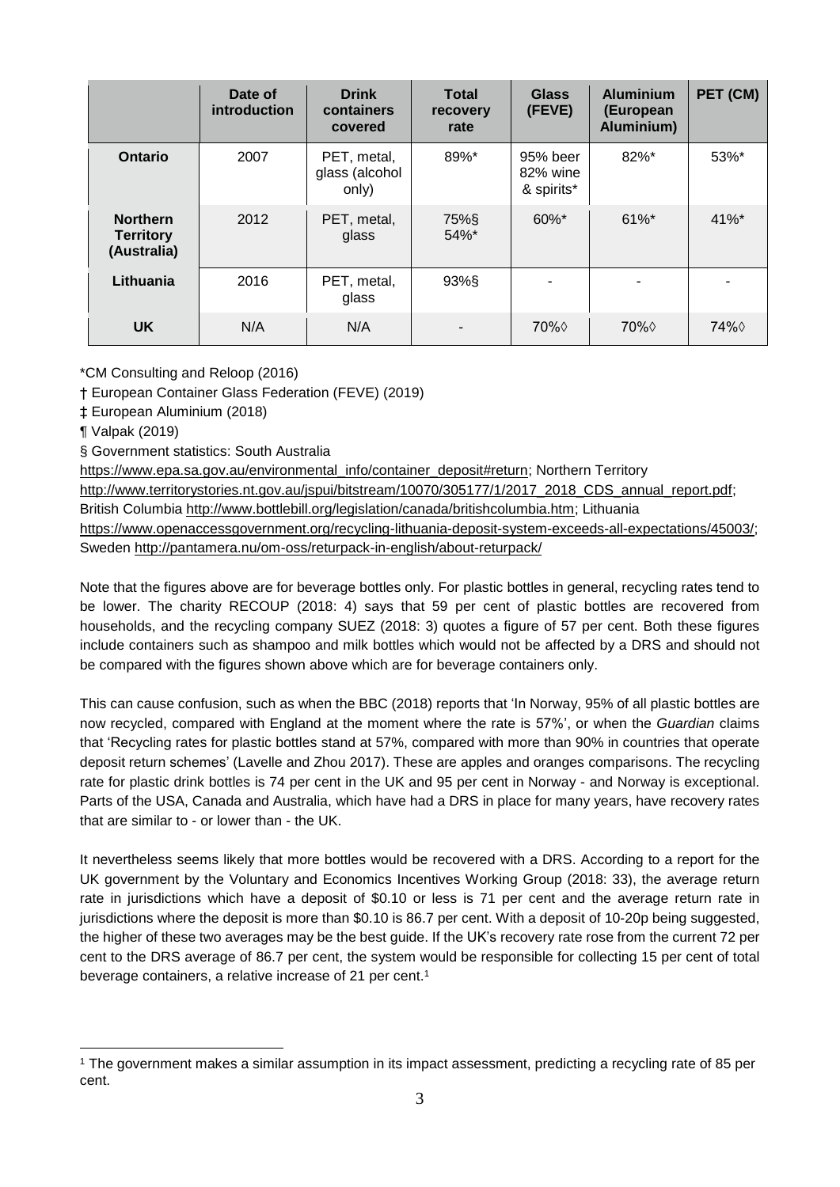| | Date of introduction | Drink containers covered | Total recovery rate | Glass (FEVE) | Aluminium (European Aluminium) | PET (CM) |
|---|---|---|---|---|---|---|
| **Ontario** | 2007 | PET, metal, glass (alcohol only) | 89%* | 95% beer 82% wine & spirits* | 82%* | 53%* |
| **Northern Territory (Australia)** | 2012 | PET, metal, glass | 75%§ 54%* | 60%* | 61%* | 41%* |
| **Lithuania** | 2016 | PET, metal, glass | 93%§ | - | - | - |
| **UK** | N/A | N/A | - | 70%◊ | 70%◊ | 74%◊ |

*CM Consulting and Reloop (2016)

† European Container Glass Federation (FEVE) (2019)

‡ European Aluminium (2018)

¶ Valpak (2019)

§ Government statistics: South Australia https://www.epa.sa.gov.au/environmental_info/container_deposit#return; Northern Territory http://www.territorystories.nt.gov.au/jspui/bitstream/10070/305177/1/2017_2018_CDS_annual_report.pdf; British Columbia http://www.bottlebill.org/legislation/canada/britishcolumbia.htm; Lithuania https://www.openaccessgovernment.org/recycling-lithuania-deposit-system-exceeds-all-expectations/45003/; Sweden http://pantamera.nu/om-oss/returpack-in-english/about-returpack/

Note that the figures above are for beverage bottles only. For plastic bottles in general, recycling rates tend to be lower. The charity RECOUP (2018: 4) says that 59 per cent of plastic bottles are recovered from households, and the recycling company SUEZ (2018: 3) quotes a figure of 57 per cent. Both these figures include containers such as shampoo and milk bottles which would not be affected by a DRS and should not be compared with the figures shown above which are for beverage containers only.

This can cause confusion, such as when the BBC (2018) reports that 'In Norway, 95% of all plastic bottles are now recycled, compared with England at the moment where the rate is 57%', or when the *Guardian* claims that 'Recycling rates for plastic bottles stand at 57%, compared with more than 90% in countries that operate deposit return schemes' (Lavelle and Zhou 2017). These are apples and oranges comparisons. The recycling rate for plastic drink bottles is 74 per cent in the UK and 95 per cent in Norway - and Norway is exceptional. Parts of the USA, Canada and Australia, which have had a DRS in place for many years, have recovery rates that are similar to - or lower than - the UK.

It nevertheless seems likely that more bottles would be recovered with a DRS. According to a report for the UK government by the Voluntary and Economics Incentives Working Group (2018: 33), the average return rate in jurisdictions which have a deposit of $0.10 or less is 71 per cent and the average return rate in jurisdictions where the deposit is more than $0.10 is 86.7 per cent. With a deposit of 10-20p being suggested, the higher of these two averages may be the best guide. If the UK's recovery rate rose from the current 72 per cent to the DRS average of 86.7 per cent, the system would be responsible for collecting 15 per cent of total beverage containers, a relative increase of 21 per cent.[1]

[1] The government makes a similar assumption in its impact assessment, predicting a recycling rate of 85 per cent.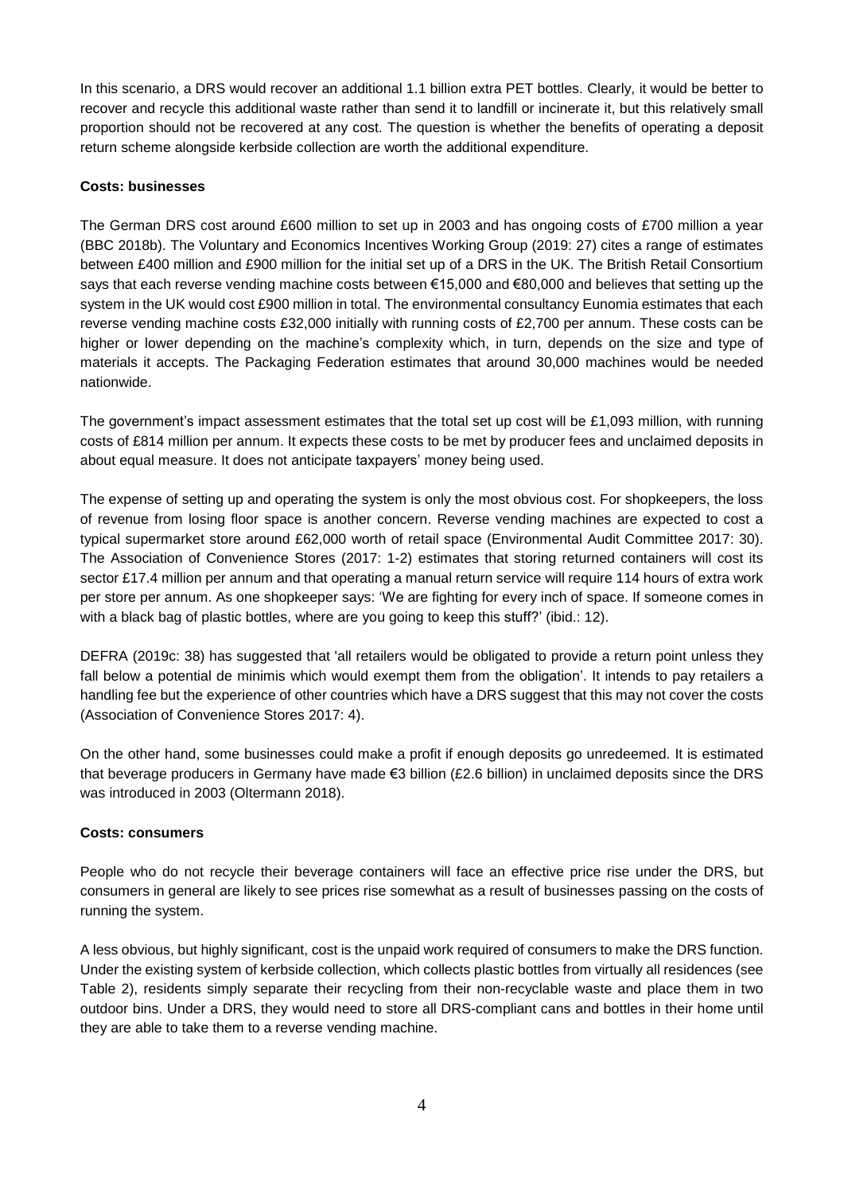In this scenario, a DRS would recover an additional 1.1 billion extra PET bottles. Clearly, it would be better to recover and recycle this additional waste rather than send it to landfill or incinerate it, but this relatively small proportion should not be recovered at any cost. The question is whether the benefits of operating a deposit return scheme alongside kerbside collection are worth the additional expenditure.

**Costs: businesses**

The German DRS cost around £600 million to set up in 2003 and has ongoing costs of £700 million a year (BBC 2018b). The Voluntary and Economics Incentives Working Group (2019: 27) cites a range of estimates between £400 million and £900 million for the initial set up of a DRS in the UK. The British Retail Consortium says that each reverse vending machine costs between €15,000 and €80,000 and believes that setting up the system in the UK would cost £900 million in total. The environmental consultancy Eunomia estimates that each reverse vending machine costs £32,000 initially with running costs of £2,700 per annum. These costs can be higher or lower depending on the machine's complexity which, in turn, depends on the size and type of materials it accepts. The Packaging Federation estimates that around 30,000 machines would be needed nationwide.

The government's impact assessment estimates that the total set up cost will be £1,093 million, with running costs of £814 million per annum. It expects these costs to be met by producer fees and unclaimed deposits in about equal measure. It does not anticipate taxpayers' money being used.

The expense of setting up and operating the system is only the most obvious cost. For shopkeepers, the loss of revenue from losing floor space is another concern. Reverse vending machines are expected to cost a typical supermarket store around £62,000 worth of retail space (Environmental Audit Committee 2017: 30). The Association of Convenience Stores (2017: 1-2) estimates that storing returned containers will cost its sector £17.4 million per annum and that operating a manual return service will require 114 hours of extra work per store per annum. As one shopkeeper says: 'We are fighting for every inch of space. If someone comes in with a black bag of plastic bottles, where are you going to keep this stuff?' (ibid.: 12).

DEFRA (2019c: 38) has suggested that 'all retailers would be obligated to provide a return point unless they fall below a potential de minimis which would exempt them from the obligation'. It intends to pay retailers a handling fee but the experience of other countries which have a DRS suggest that this may not cover the costs (Association of Convenience Stores 2017: 4).

On the other hand, some businesses could make a profit if enough deposits go unredeemed. It is estimated that beverage producers in Germany have made €3 billion (£2.6 billion) in unclaimed deposits since the DRS was introduced in 2003 (Oltermann 2018).

**Costs: consumers**

People who do not recycle their beverage containers will face an effective price rise under the DRS, but consumers in general are likely to see prices rise somewhat as a result of businesses passing on the costs of running the system.

A less obvious, but highly significant, cost is the unpaid work required of consumers to make the DRS function. Under the existing system of kerbside collection, which collects plastic bottles from virtually all residences (see Table 2), residents simply separate their recycling from their non-recyclable waste and place them in two outdoor bins. Under a DRS, they would need to store all DRS-compliant cans and bottles in their home until they are able to take them to a reverse vending machine.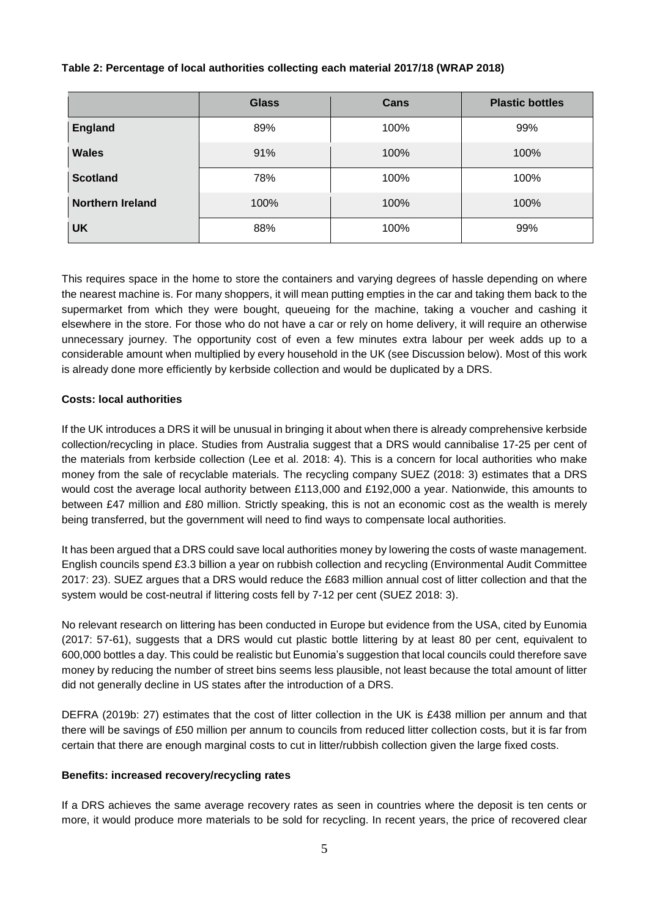**Table 2: Percentage of local authorities collecting each material 2017/18 (WRAP 2018)**

| | Glass | Cans | Plastic bottles |
|---|---|---|---|
| **England** | 89% | 100% | 99% |
| **Wales** | 91% | 100% | 100% |
| **Scotland** | 78% | 100% | 100% |
| **Northern Ireland** | 100% | 100% | 100% |
| **UK** | 88% | 100% | 99% |

This requires space in the home to store the containers and varying degrees of hassle depending on where the nearest machine is. For many shoppers, it will mean putting empties in the car and taking them back to the supermarket from which they were bought, queueing for the machine, taking a voucher and cashing it elsewhere in the store. For those who do not have a car or rely on home delivery, it will require an otherwise unnecessary journey. The opportunity cost of even a few minutes extra labour per week adds up to a considerable amount when multiplied by every household in the UK (see Discussion below). Most of this work is already done more efficiently by kerbside collection and would be duplicated by a DRS.

**Costs: local authorities**

If the UK introduces a DRS it will be unusual in bringing it about when there is already comprehensive kerbside collection/recycling in place. Studies from Australia suggest that a DRS would cannibalise 17-25 per cent of the materials from kerbside collection (Lee et al. 2018: 4). This is a concern for local authorities who make money from the sale of recyclable materials. The recycling company SUEZ (2018: 3) estimates that a DRS would cost the average local authority between £113,000 and £192,000 a year. Nationwide, this amounts to between £47 million and £80 million. Strictly speaking, this is not an economic cost as the wealth is merely being transferred, but the government will need to find ways to compensate local authorities.

It has been argued that a DRS could save local authorities money by lowering the costs of waste management. English councils spend £3.3 billion a year on rubbish collection and recycling (Environmental Audit Committee 2017: 23). SUEZ argues that a DRS would reduce the £683 million annual cost of litter collection and that the system would be cost-neutral if littering costs fell by 7-12 per cent (SUEZ 2018: 3).

No relevant research on littering has been conducted in Europe but evidence from the USA, cited by Eunomia (2017: 57-61), suggests that a DRS would cut plastic bottle littering by at least 80 per cent, equivalent to 600,000 bottles a day. This could be realistic but Eunomia's suggestion that local councils could therefore save money by reducing the number of street bins seems less plausible, not least because the total amount of litter did not generally decline in US states after the introduction of a DRS.

DEFRA (2019b: 27) estimates that the cost of litter collection in the UK is £438 million per annum and that there will be savings of £50 million per annum to councils from reduced litter collection costs, but it is far from certain that there are enough marginal costs to cut in litter/rubbish collection given the large fixed costs.

**Benefits: increased recovery/recycling rates**

If a DRS achieves the same average recovery rates as seen in countries where the deposit is ten cents or more, it would produce more materials to be sold for recycling. In recent years, the price of recovered clear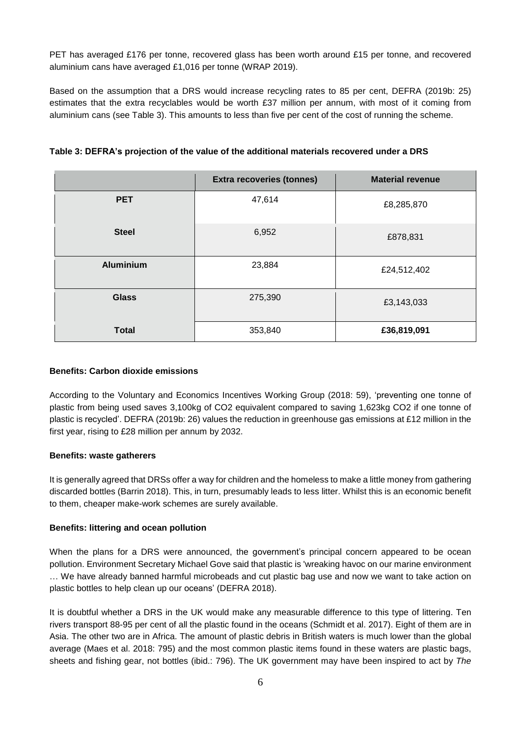PET has averaged £176 per tonne, recovered glass has been worth around £15 per tonne, and recovered aluminium cans have averaged £1,016 per tonne (WRAP 2019).

Based on the assumption that a DRS would increase recycling rates to 85 per cent, DEFRA (2019b: 25) estimates that the extra recyclables would be worth £37 million per annum, with most of it coming from aluminium cans (see Table 3). This amounts to less than five per cent of the cost of running the scheme.

**Table 3: DEFRA's projection of the value of the additional materials recovered under a DRS**

| | Extra recoveries (tonnes) | Material revenue |
|---|---|---|
| **PET** | 47,614 | £8,285,870 |
| **Steel** | 6,952 | £878,831 |
| **Aluminium** | 23,884 | £24,512,402 |
| **Glass** | 275,390 | £3,143,033 |
| **Total** | 353,840 | **£36,819,091** |

**Benefits: Carbon dioxide emissions**

According to the Voluntary and Economics Incentives Working Group (2018: 59), 'preventing one tonne of plastic from being used saves 3,100kg of CO2 equivalent compared to saving 1,623kg CO2 if one tonne of plastic is recycled'. DEFRA (2019b: 26) values the reduction in greenhouse gas emissions at £12 million in the first year, rising to £28 million per annum by 2032.

**Benefits: waste gatherers**

It is generally agreed that DRSs offer a way for children and the homeless to make a little money from gathering discarded bottles (Barrin 2018). This, in turn, presumably leads to less litter. Whilst this is an economic benefit to them, cheaper make-work schemes are surely available.

**Benefits: littering and ocean pollution**

When the plans for a DRS were announced, the government's principal concern appeared to be ocean pollution. Environment Secretary Michael Gove said that plastic is 'wreaking havoc on our marine environment … We have already banned harmful microbeads and cut plastic bag use and now we want to take action on plastic bottles to help clean up our oceans' (DEFRA 2018).

It is doubtful whether a DRS in the UK would make any measurable difference to this type of littering. Ten rivers transport 88-95 per cent of all the plastic found in the oceans (Schmidt et al. 2017). Eight of them are in Asia. The other two are in Africa. The amount of plastic debris in British waters is much lower than the global average (Maes et al. 2018: 795) and the most common plastic items found in these waters are plastic bags, sheets and fishing gear, not bottles (ibid.: 796). The UK government may have been inspired to act by *The*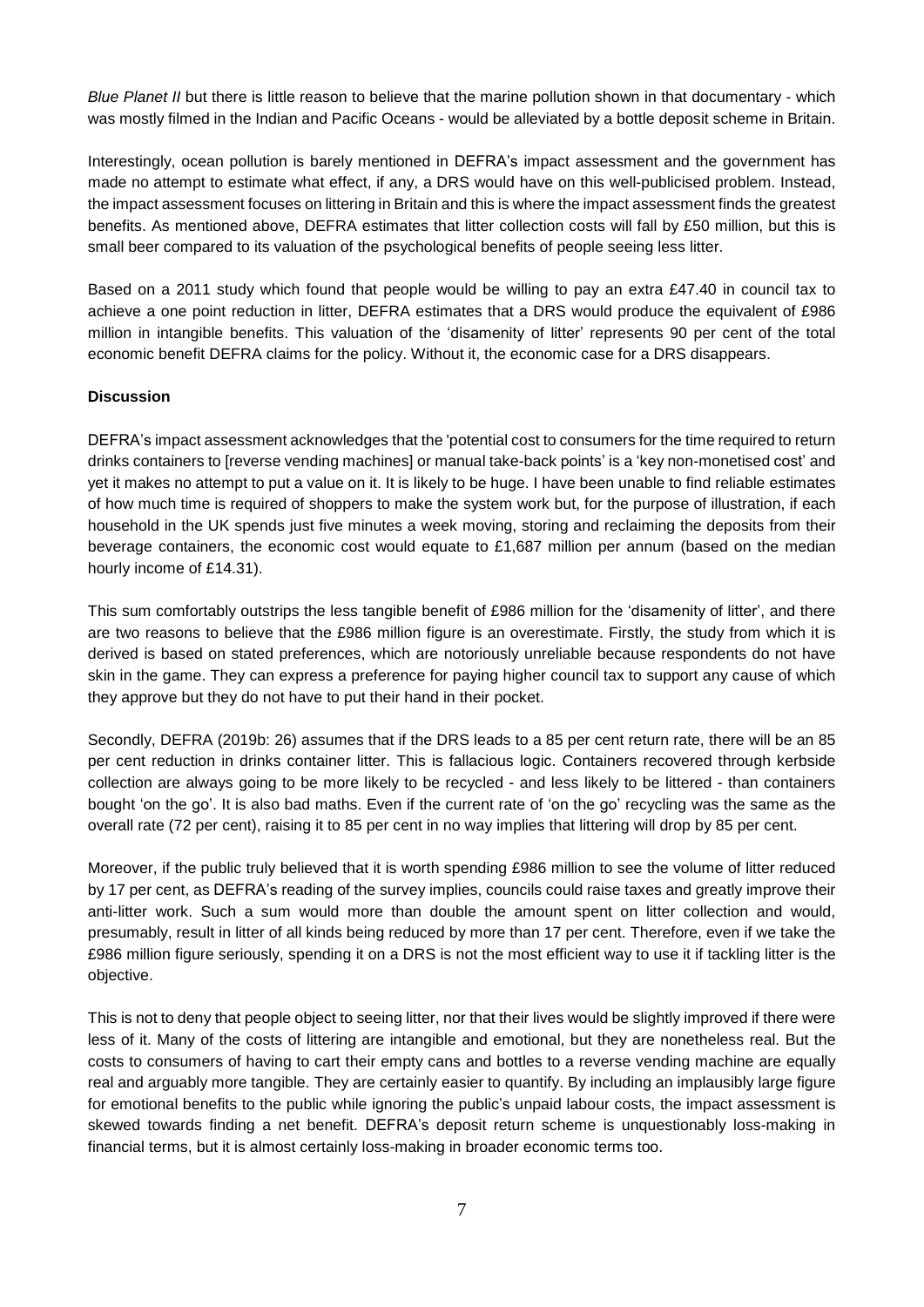*Blue Planet II* but there is little reason to believe that the marine pollution shown in that documentary - which was mostly filmed in the Indian and Pacific Oceans - would be alleviated by a bottle deposit scheme in Britain.

Interestingly, ocean pollution is barely mentioned in DEFRA's impact assessment and the government has made no attempt to estimate what effect, if any, a DRS would have on this well-publicised problem. Instead, the impact assessment focuses on littering in Britain and this is where the impact assessment finds the greatest benefits. As mentioned above, DEFRA estimates that litter collection costs will fall by £50 million, but this is small beer compared to its valuation of the psychological benefits of people seeing less litter.

Based on a 2011 study which found that people would be willing to pay an extra £47.40 in council tax to achieve a one point reduction in litter, DEFRA estimates that a DRS would produce the equivalent of £986 million in intangible benefits. This valuation of the 'disamenity of litter' represents 90 per cent of the total economic benefit DEFRA claims for the policy. Without it, the economic case for a DRS disappears.

**Discussion**

DEFRA's impact assessment acknowledges that the 'potential cost to consumers for the time required to return drinks containers to [reverse vending machines] or manual take-back points' is a 'key non-monetised cost' and yet it makes no attempt to put a value on it. It is likely to be huge. I have been unable to find reliable estimates of how much time is required of shoppers to make the system work but, for the purpose of illustration, if each household in the UK spends just five minutes a week moving, storing and reclaiming the deposits from their beverage containers, the economic cost would equate to £1,687 million per annum (based on the median hourly income of £14.31).

This sum comfortably outstrips the less tangible benefit of £986 million for the 'disamenity of litter', and there are two reasons to believe that the £986 million figure is an overestimate. Firstly, the study from which it is derived is based on stated preferences, which are notoriously unreliable because respondents do not have skin in the game. They can express a preference for paying higher council tax to support any cause of which they approve but they do not have to put their hand in their pocket.

Secondly, DEFRA (2019b: 26) assumes that if the DRS leads to a 85 per cent return rate, there will be an 85 per cent reduction in drinks container litter. This is fallacious logic. Containers recovered through kerbside collection are always going to be more likely to be recycled - and less likely to be littered - than containers bought 'on the go'. It is also bad maths. Even if the current rate of 'on the go' recycling was the same as the overall rate (72 per cent), raising it to 85 per cent in no way implies that littering will drop by 85 per cent.

Moreover, if the public truly believed that it is worth spending £986 million to see the volume of litter reduced by 17 per cent, as DEFRA's reading of the survey implies, councils could raise taxes and greatly improve their anti-litter work. Such a sum would more than double the amount spent on litter collection and would, presumably, result in litter of all kinds being reduced by more than 17 per cent. Therefore, even if we take the £986 million figure seriously, spending it on a DRS is not the most efficient way to use it if tackling litter is the objective.

This is not to deny that people object to seeing litter, nor that their lives would be slightly improved if there were less of it. Many of the costs of littering are intangible and emotional, but they are nonetheless real. But the costs to consumers of having to cart their empty cans and bottles to a reverse vending machine are equally real and arguably more tangible. They are certainly easier to quantify. By including an implausibly large figure for emotional benefits to the public while ignoring the public's unpaid labour costs, the impact assessment is skewed towards finding a net benefit. DEFRA's deposit return scheme is unquestionably loss-making in financial terms, but it is almost certainly loss-making in broader economic terms too.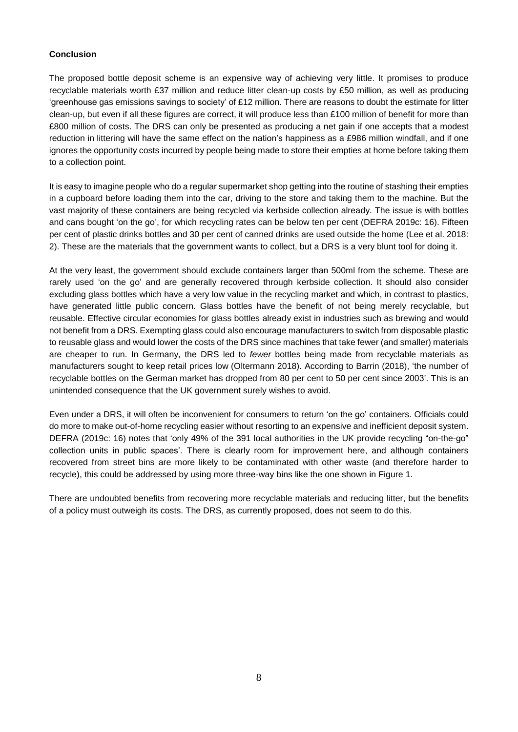**Conclusion**

The proposed bottle deposit scheme is an expensive way of achieving very little. It promises to produce recyclable materials worth £37 million and reduce litter clean-up costs by £50 million, as well as producing 'greenhouse gas emissions savings to society' of £12 million. There are reasons to doubt the estimate for litter clean-up, but even if all these figures are correct, it will produce less than £100 million of benefit for more than £800 million of costs. The DRS can only be presented as producing a net gain if one accepts that a modest reduction in littering will have the same effect on the nation's happiness as a £986 million windfall, and if one ignores the opportunity costs incurred by people being made to store their empties at home before taking them to a collection point.

It is easy to imagine people who do a regular supermarket shop getting into the routine of stashing their empties in a cupboard before loading them into the car, driving to the store and taking them to the machine. But the vast majority of these containers are being recycled via kerbside collection already. The issue is with bottles and cans bought 'on the go', for which recycling rates can be below ten per cent (DEFRA 2019c: 16). Fifteen per cent of plastic drinks bottles and 30 per cent of canned drinks are used outside the home (Lee et al. 2018: 2). These are the materials that the government wants to collect, but a DRS is a very blunt tool for doing it.

At the very least, the government should exclude containers larger than 500ml from the scheme. These are rarely used 'on the go' and are generally recovered through kerbside collection. It should also consider excluding glass bottles which have a very low value in the recycling market and which, in contrast to plastics, have generated little public concern. Glass bottles have the benefit of not being merely recyclable, but reusable. Effective circular economies for glass bottles already exist in industries such as brewing and would not benefit from a DRS. Exempting glass could also encourage manufacturers to switch from disposable plastic to reusable glass and would lower the costs of the DRS since machines that take fewer (and smaller) materials are cheaper to run. In Germany, the DRS led to *fewer* bottles being made from recyclable materials as manufacturers sought to keep retail prices low (Oltermann 2018). According to Barrin (2018), 'the number of recyclable bottles on the German market has dropped from 80 per cent to 50 per cent since 2003'. This is an unintended consequence that the UK government surely wishes to avoid.

Even under a DRS, it will often be inconvenient for consumers to return 'on the go' containers. Officials could do more to make out-of-home recycling easier without resorting to an expensive and inefficient deposit system. DEFRA (2019c: 16) notes that 'only 49% of the 391 local authorities in the UK provide recycling "on-the-go" collection units in public spaces'. There is clearly room for improvement here, and although containers recovered from street bins are more likely to be contaminated with other waste (and therefore harder to recycle), this could be addressed by using more three-way bins like the one shown in Figure 1.

There are undoubted benefits from recovering more recyclable materials and reducing litter, but the benefits of a policy must outweigh its costs. The DRS, as currently proposed, does not seem to do this.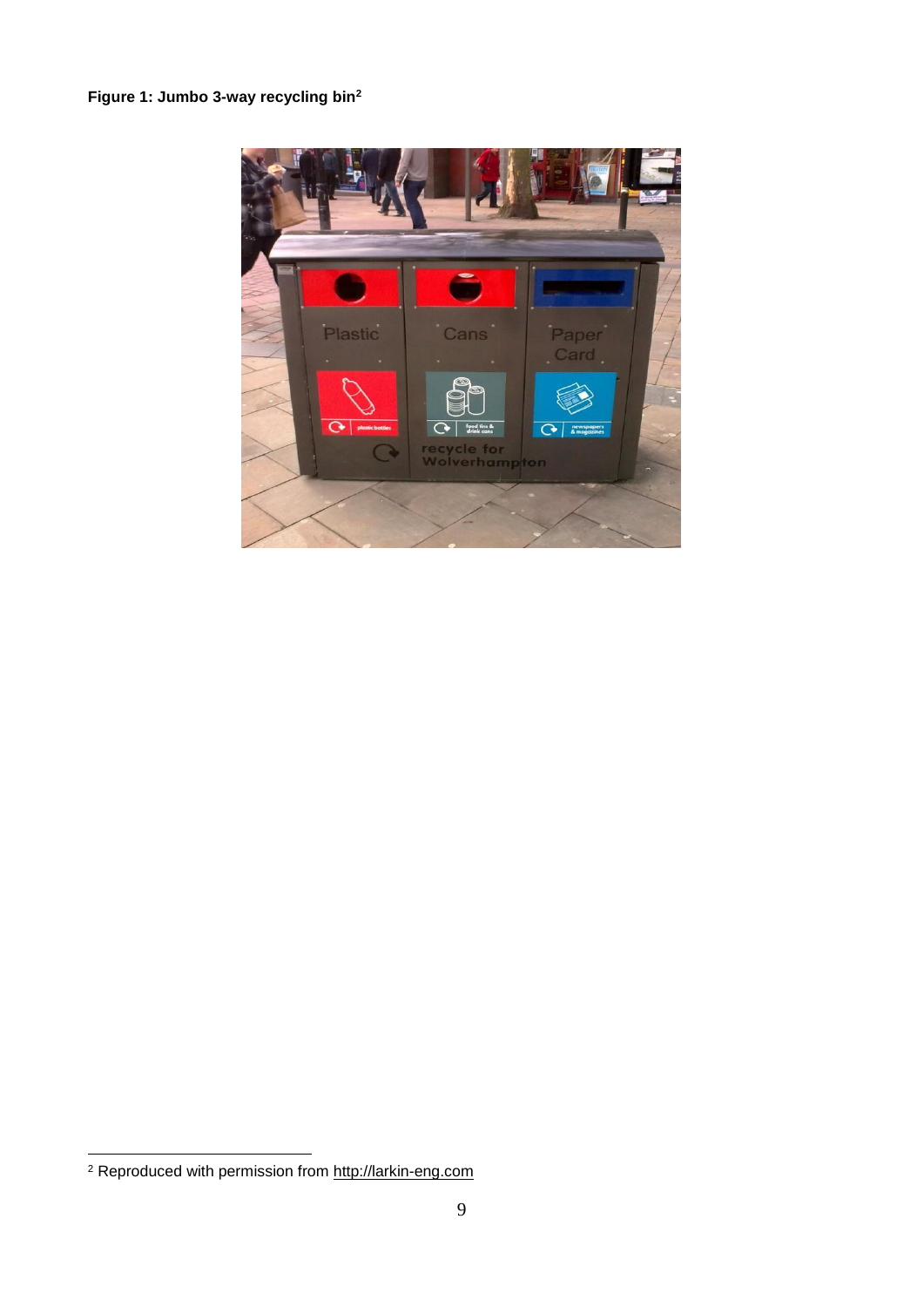**Figure 1: Jumbo 3-way recycling bin**[2]

[2] Reproduced with permission from http://larkin-eng.com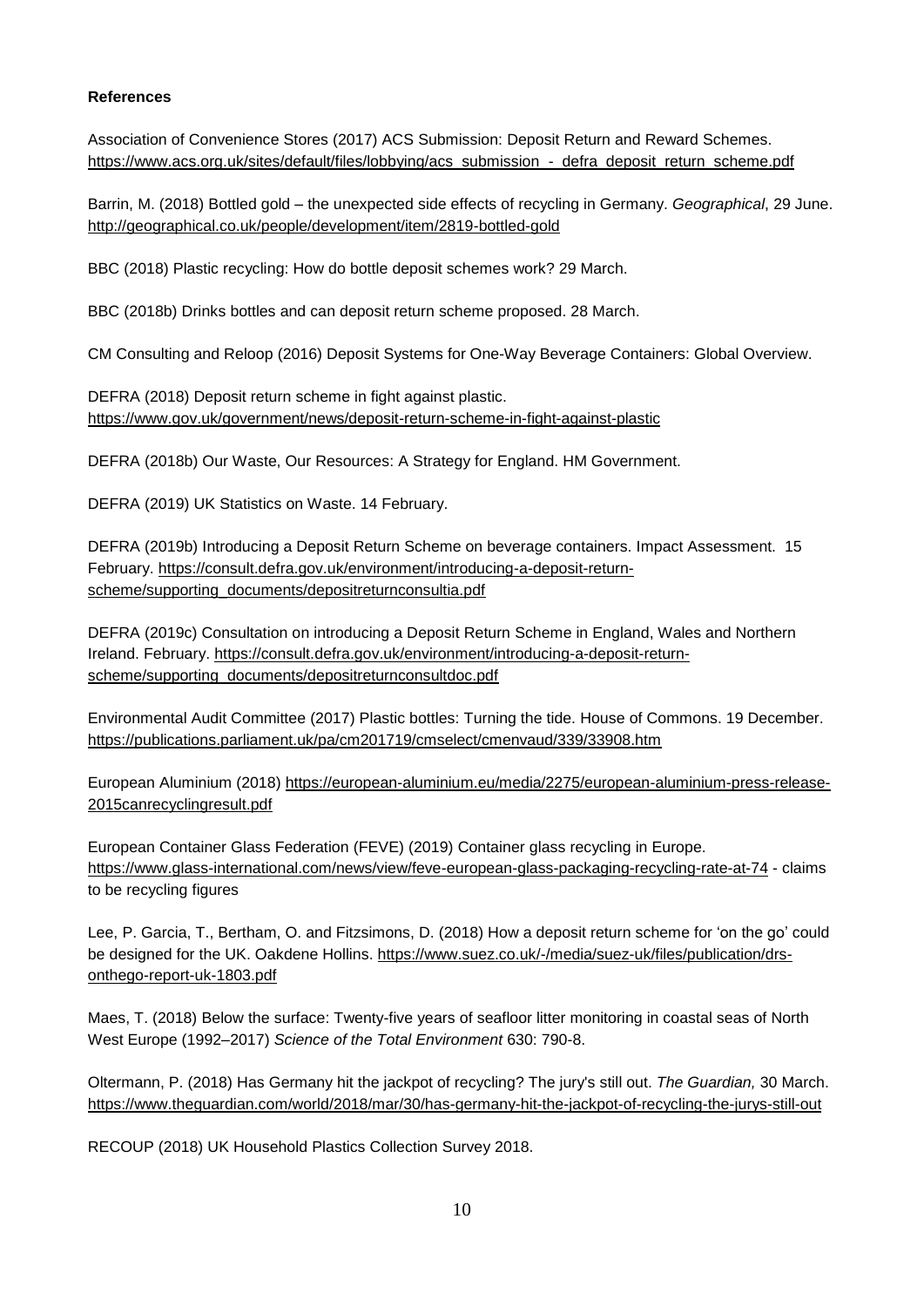**References**

Association of Convenience Stores (2017) ACS Submission: Deposit Return and Reward Schemes. https://www.acs.org.uk/sites/default/files/lobbying/acs_submission_-_defra_deposit_return_scheme.pdf

Barrin, M. (2018) Bottled gold – the unexpected side effects of recycling in Germany. *Geographical*, 29 June. http://geographical.co.uk/people/development/item/2819-bottled-gold

BBC (2018) Plastic recycling: How do bottle deposit schemes work? 29 March.

BBC (2018b) Drinks bottles and can deposit return scheme proposed. 28 March.

CM Consulting and Reloop (2016) Deposit Systems for One-Way Beverage Containers: Global Overview.

DEFRA (2018) Deposit return scheme in fight against plastic. https://www.gov.uk/government/news/deposit-return-scheme-in-fight-against-plastic

DEFRA (2018b) Our Waste, Our Resources: A Strategy for England. HM Government.

DEFRA (2019) UK Statistics on Waste. 14 February.

DEFRA (2019b) Introducing a Deposit Return Scheme on beverage containers. Impact Assessment. 15 February. https://consult.defra.gov.uk/environment/introducing-a-deposit-return-scheme/supporting_documents/depositreturnconsultia.pdf

DEFRA (2019c) Consultation on introducing a Deposit Return Scheme in England, Wales and Northern Ireland. February. https://consult.defra.gov.uk/environment/introducing-a-deposit-return-scheme/supporting_documents/depositreturnconsultdoc.pdf

Environmental Audit Committee (2017) Plastic bottles: Turning the tide. House of Commons. 19 December. https://publications.parliament.uk/pa/cm201719/cmselect/cmenvaud/339/33908.htm

European Aluminium (2018) https://european-aluminium.eu/media/2275/european-aluminium-press-release-2015canrecyclingresult.pdf

European Container Glass Federation (FEVE) (2019) Container glass recycling in Europe. https://www.glass-international.com/news/view/feve-european-glass-packaging-recycling-rate-at-74 - claims to be recycling figures

Lee, P. Garcia, T., Bertham, O. and Fitzsimons, D. (2018) How a deposit return scheme for 'on the go' could be designed for the UK. Oakdene Hollins. https://www.suez.co.uk/-/media/suez-uk/files/publication/drs-onthego-report-uk-1803.pdf

Maes, T. (2018) Below the surface: Twenty-five years of seafloor litter monitoring in coastal seas of North West Europe (1992–2017) *Science of the Total Environment* 630: 790-8.

Oltermann, P. (2018) Has Germany hit the jackpot of recycling? The jury's still out. *The Guardian,* 30 March. https://www.theguardian.com/world/2018/mar/30/has-germany-hit-the-jackpot-of-recycling-the-jurys-still-out

RECOUP (2018) UK Household Plastics Collection Survey 2018.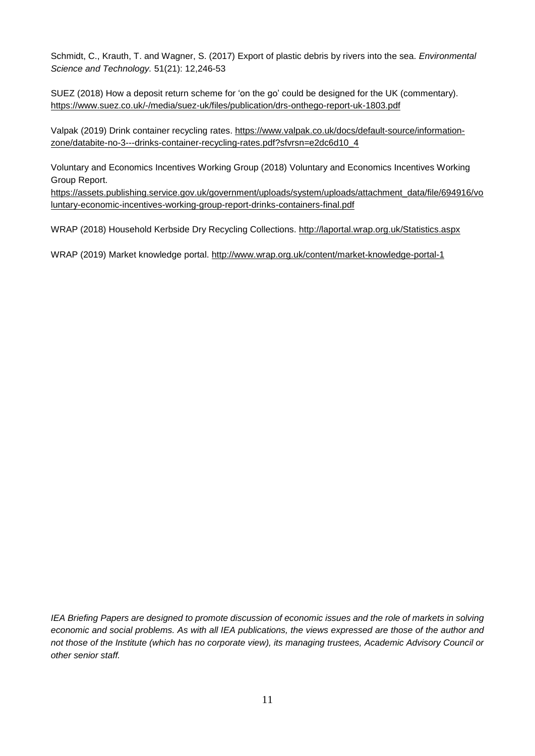Schmidt, C., Krauth, T. and Wagner, S. (2017) Export of plastic debris by rivers into the sea. *Environmental Science and Technology.* 51(21): 12,246-53

SUEZ (2018) How a deposit return scheme for 'on the go' could be designed for the UK (commentary). https://www.suez.co.uk/-/media/suez-uk/files/publication/drs-onthego-report-uk-1803.pdf

Valpak (2019) Drink container recycling rates. https://www.valpak.co.uk/docs/default-source/information-zone/databite-no-3---drinks-container-recycling-rates.pdf?sfvrsn=e2dc6d10_4

Voluntary and Economics Incentives Working Group (2018) Voluntary and Economics Incentives Working Group Report. https://assets.publishing.service.gov.uk/government/uploads/system/uploads/attachment_data/file/694916/voluntary-economic-incentives-working-group-report-drinks-containers-final.pdf

WRAP (2018) Household Kerbside Dry Recycling Collections. http://laportal.wrap.org.uk/Statistics.aspx

WRAP (2019) Market knowledge portal. http://www.wrap.org.uk/content/market-knowledge-portal-1

*IEA Briefing Papers are designed to promote discussion of economic issues and the role of markets in solving economic and social problems. As with all IEA publications, the views expressed are those of the author and not those of the Institute (which has no corporate view), its managing trustees, Academic Advisory Council or other senior staff.*